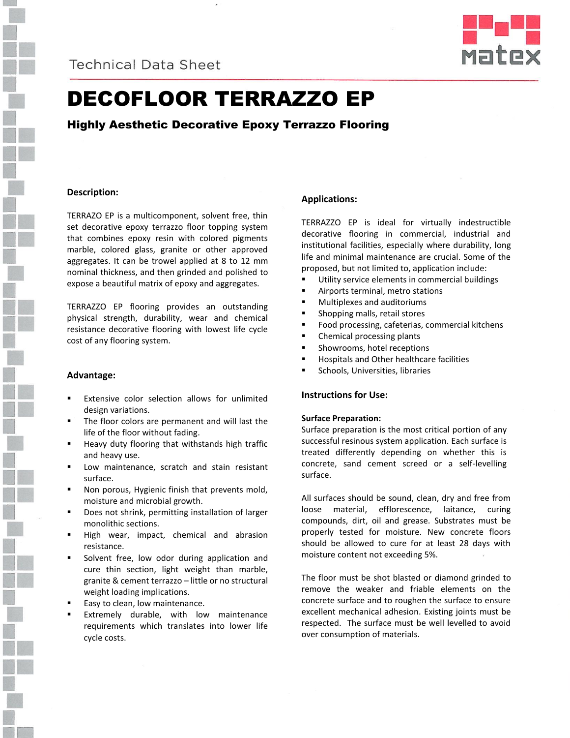Technical Data Sheet

# DECOFLOOR TERRAZZO EP

## Highly Aesthetic Decorative Epoxy Terrazzo Flooring

### Description:

TERRAZO EP is a multicomponent, solvent free, thin set decorative epoxy terrazzo floor topping system that combines epoxy resin with colored pigments marble, colored glass, granite or other approved aggregates. It can be trowel applied at 8 to 12 mm nominal thickness, and then grinded and polished to expose a beautiful matrix of epoxy and aggregates.

TERRAZZO EP flooring provides an outstanding physical strength, durability, wear and chemical resistance decorative flooring with lowest life cycle cost of any flooring system.

### Advantage:

- Extensive color selection allows for unlimited design variations.
- The floor colors are permanent and will last the life of the floor without fading.
- Heavy duty flooring that withstands high traffic and heavy use.
- Low maintenance, scratch and stain resistant surface.
- Non porous, Hygienic finish that prevents mold, moisture and microbial growth.
- Does not shrink, permitting installation of larger monolithic sections.
- High wear, impact, chemical and abrasion resistance.
- Solvent free, low odor during application and cure thin section, light weight than marble, granite & cement terrazzo – little or no structural weight loading implications.
- Easy to clean, low maintenance.
- Extremely durable, with low maintenance requirements which translates into lower life cycle costs.

### Applications:

TERRAZZO EP is ideal for virtually indestructible decorative flooring in commercial, industrial and institutional facilities, especially where durability, long life and minimal maintenance are crucial. Some of the proposed, but not limited to, application include:

- Utility service elements in commercial buildings
- Airports terminal, metro stations
- Multiplexes and auditoriums
- Shopping malls, retail stores
- Food processing, cafeterias, commercial kitchens
- Chemical processing plants
- Showrooms, hotel receptions
- Hospitals and Other healthcare facilities
- Schools, Universities, libraries

### Instructions for Use:

#### Surface Preparation:

Surface preparation is the most critical portion of any successful resinous system application. Each surface is treated differently depending on whether this is concrete, sand cement screed or a self-levelling surface.

All surfaces should be sound, clean, dry and free from loose material, efflorescence, laitance, curing compounds, dirt, oil and grease. Substrates must be properly tested for moisture. New concrete floors should be allowed to cure for at least 28 days with moisture content not exceeding 5%.

The floor must be shot blasted or diamond grinded to remove the weaker and friable elements on the concrete surface and to roughen the surface to ensure excellent mechanical adhesion. Existing joints must be respected. The surface must be well levelled to avoid over consumption of materials.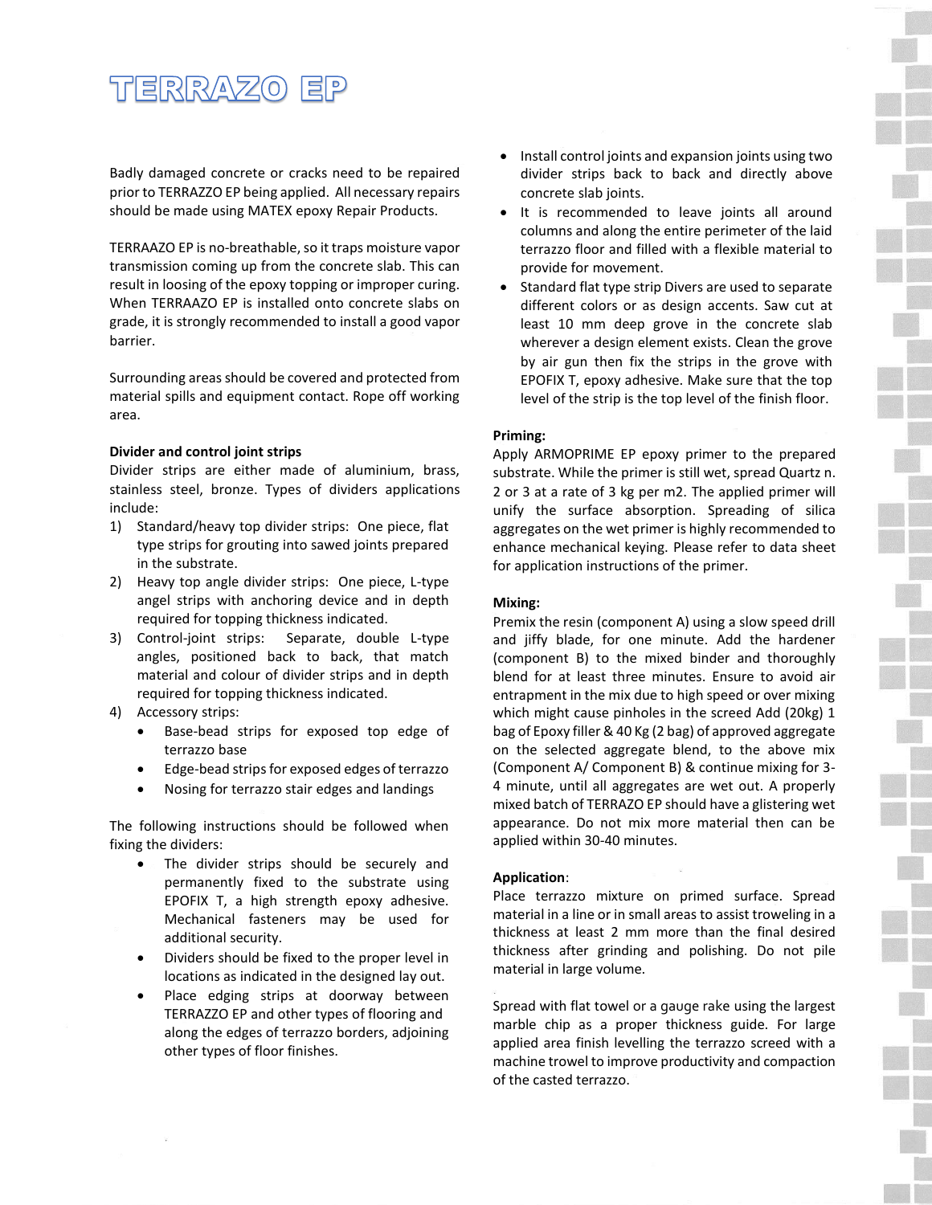# TERRAZO EP

Badly damaged concrete or cracks need to be repaired prior to TERRAZZO EP being applied. All necessary repairs should be made using MATEX epoxy Repair Products.

TERRAAZO EP is no-breathable, so it traps moisture vapor transmission coming up from the concrete slab. This can result in loosing of the epoxy topping or improper curing. When TERRAAZO EP is installed onto concrete slabs on grade, it is strongly recommended to install a good vapor barrier.

Surrounding areas should be covered and protected from material spills and equipment contact. Rope off working area.

**Divider and control joint strips**

Divider strips are either made of aluminium, brass, stainless steel, bronze. Types of dividers applications include:

1) Standard/heavy top divider strips: One piece, flat type strips for grouting into sawed joints prepared in the substrate.
2) Heavy top angle divider strips: One piece, L-type angel strips with anchoring device and in depth required for topping thickness indicated.
3) Control-joint strips: Separate, double L-type angles, positioned back to back, that match material and colour of divider strips and in depth required for topping thickness indicated.
4) Accessory strips:
   - Base-bead strips for exposed top edge of terrazzo base
   - Edge-bead strips for exposed edges of terrazzo
   - Nosing for terrazzo stair edges and landings

The following instructions should be followed when fixing the dividers:

- The divider strips should be securely and permanently fixed to the substrate using EPOFIX T, a high strength epoxy adhesive. Mechanical fasteners may be used for additional security.
- Dividers should be fixed to the proper level in locations as indicated in the designed lay out.
- Place edging strips at doorway between TERRAZZO EP and other types of flooring and along the edges of terrazzo borders, adjoining other types of floor finishes.
- Install control joints and expansion joints using two divider strips back to back and directly above concrete slab joints.
- It is recommended to leave joints all around columns and along the entire perimeter of the laid terrazzo floor and filled with a flexible material to provide for movement.
- Standard flat type strip Divers are used to separate different colors or as design accents. Saw cut at least 10 mm deep grove in the concrete slab wherever a design element exists. Clean the grove by air gun then fix the strips in the grove with EPOFIX T, epoxy adhesive. Make sure that the top level of the strip is the top level of the finish floor.

**Priming:**

Apply ARMOPRIME EP epoxy primer to the prepared substrate. While the primer is still wet, spread Quartz n. 2 or 3 at a rate of 3 kg per m2. The applied primer will unify the surface absorption. Spreading of silica aggregates on the wet primer is highly recommended to enhance mechanical keying. Please refer to data sheet for application instructions of the primer.

**Mixing:**

Premix the resin (component A) using a slow speed drill and jiffy blade, for one minute. Add the hardener (component B) to the mixed binder and thoroughly blend for at least three minutes. Ensure to avoid air entrapment in the mix due to high speed or over mixing which might cause pinholes in the screed Add (20kg) 1 bag of Epoxy filler & 40 Kg (2 bag) of approved aggregate on the selected aggregate blend, to the above mix (Component A/ Component B) & continue mixing for 3-4 minute, until all aggregates are wet out. A properly mixed batch of TERRAZO EP should have a glistering wet appearance. Do not mix more material then can be applied within 30-40 minutes.

**Application**:

Place terrazzo mixture on primed surface. Spread material in a line or in small areas to assist troweling in a thickness at least 2 mm more than the final desired thickness after grinding and polishing. Do not pile material in large volume.

Spread with flat towel or a gauge rake using the largest marble chip as a proper thickness guide. For large applied area finish levelling the terrazzo screed with a machine trowel to improve productivity and compaction of the casted terrazzo.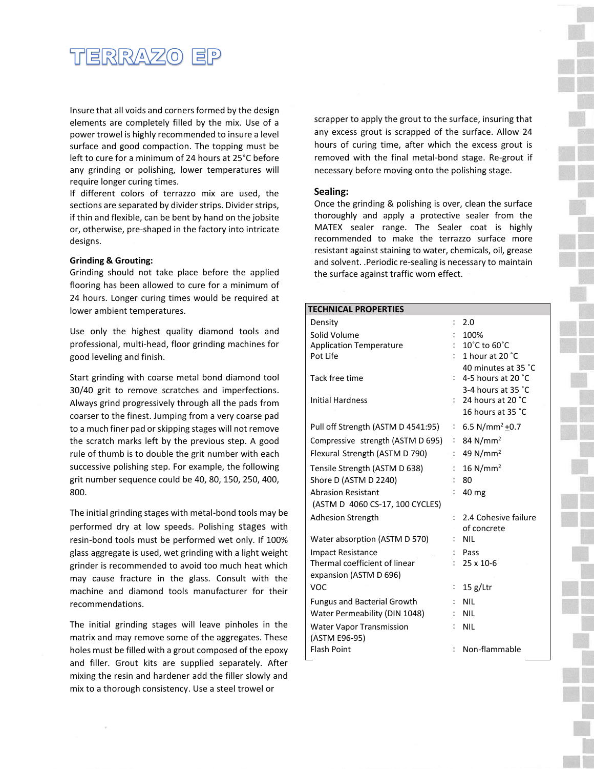# TERRAZO EP

Insure that all voids and corners formed by the design elements are completely filled by the mix. Use of a power trowel is highly recommended to insure a level surface and good compaction. The topping must be left to cure for a minimum of 24 hours at 25°C before any grinding or polishing, lower temperatures will require longer curing times.
If different colors of terrazzo mix are used, the sections are separated by divider strips. Divider strips, if thin and flexible, can be bent by hand on the jobsite or, otherwise, pre-shaped in the factory into intricate designs.

**Grinding & Grouting:**
Grinding should not take place before the applied flooring has been allowed to cure for a minimum of 24 hours. Longer curing times would be required at lower ambient temperatures.

Use only the highest quality diamond tools and professional, multi-head, floor grinding machines for good leveling and finish.

Start grinding with coarse metal bond diamond tool 30/40 grit to remove scratches and imperfections. Always grind progressively through all the pads from coarser to the finest. Jumping from a very coarse pad to a much finer pad or skipping stages will not remove the scratch marks left by the previous step. A good rule of thumb is to double the grit number with each successive polishing step. For example, the following grit number sequence could be 40, 80, 150, 250, 400, 800.

The initial grinding stages with metal-bond tools may be performed dry at low speeds. Polishing stages with resin-bond tools must be performed wet only. If 100% glass aggregate is used, wet grinding with a light weight grinder is recommended to avoid too much heat which may cause fracture in the glass. Consult with the machine and diamond tools manufacturer for their recommendations.

The initial grinding stages will leave pinholes in the matrix and may remove some of the aggregates. These holes must be filled with a grout composed of the epoxy and filler. Grout kits are supplied separately. After mixing the resin and hardener add the filler slowly and mix to a thorough consistency. Use a steel trowel or scrapper to apply the grout to the surface, insuring that any excess grout is scrapped of the surface. Allow 24 hours of curing time, after which the excess grout is removed with the final metal-bond stage. Re-grout if necessary before moving onto the polishing stage.

**Sealing:**
Once the grinding & polishing is over, clean the surface thoroughly and apply a protective sealer from the MATEX sealer range. The Sealer coat is highly recommended to make the terrazzo surface more resistant against staining to water, chemicals, oil, grease and solvent. .Periodic re-sealing is necessary to maintain the surface against traffic worn effect.

| TECHNICAL PROPERTIES | | |
|---|---|---|
| Density | : | 2.0 |
| Solid Volume | : | 100% |
| Application Temperature | : | 10˚C to 60˚C |
| Pot Life | : | 1 hour at 20 ˚C<br>40 minutes at 35 ˚C |
| Tack free time | : | 4-5 hours at 20 ˚C<br>3-4 hours at 35 ˚C |
| Initial Hardness | : | 24 hours at 20 ˚C<br>16 hours at 35 ˚C |
| Pull off Strength (ASTM D 4541:95) | : | 6.5 N/mm² ±0.7 |
| Compressive strength (ASTM D 695) | : | 84 N/mm² |
| Flexural Strength (ASTM D 790) | : | 49 N/mm² |
| Tensile Strength (ASTM D 638) | : | 16 N/mm² |
| Shore D (ASTM D 2240) | : | 80 |
| Abrasion Resistant (ASTM D 4060 CS-17, 100 CYCLES) | : | 40 mg |
| Adhesion Strength | : | 2.4 Cohesive failure of concrete |
| Water absorption (ASTM D 570) | : | NIL |
| Impact Resistance | : | Pass |
| Thermal coefficient of linear expansion (ASTM D 696) | : | 25 x 10-6 |
| VOC | : | 15 g/Ltr |
| Fungus and Bacterial Growth | : | NIL |
| Water Permeability (DIN 1048) | : | NIL |
| Water Vapor Transmission (ASTM E96-95) | : | NIL |
| Flash Point | : | Non-flammable |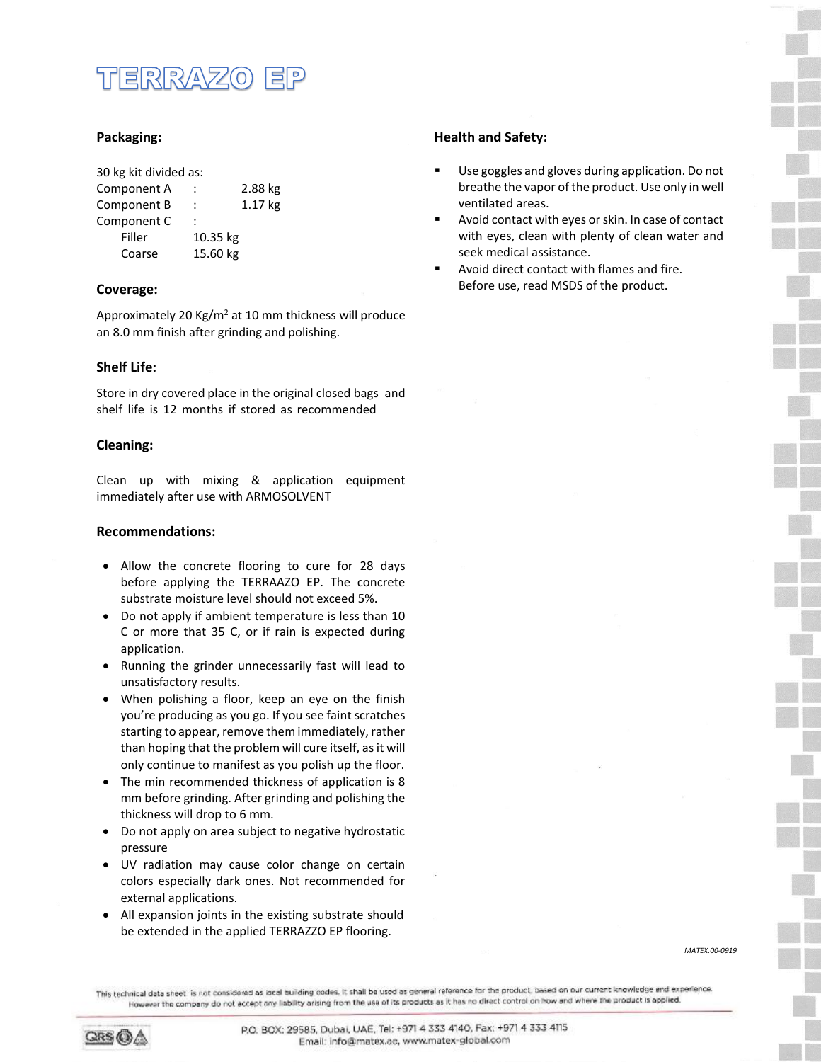# TERRAZO EP

## Packaging:

30 kg kit divided as:

| | | |
|---|---|---|
| Component A | : | 2.88 kg |
| Component B | : | 1.17 kg |
| Component C | : | |
| Filler | 10.35 kg | |
| Coarse | 15.60 kg | |

## Coverage:

Approximately 20 Kg/m$^2$ at 10 mm thickness will produce an 8.0 mm finish after grinding and polishing.

## Shelf Life:

Store in dry covered place in the original closed bags and shelf life is 12 months if stored as recommended

## Cleaning:

Clean up with mixing & application equipment immediately after use with ARMOSOLVENT

## Recommendations:

- Allow the concrete flooring to cure for 28 days before applying the TERRAAZO EP. The concrete substrate moisture level should not exceed 5%.
- Do not apply if ambient temperature is less than 10 C or more that 35 C, or if rain is expected during application.
- Running the grinder unnecessarily fast will lead to unsatisfactory results.
- When polishing a floor, keep an eye on the finish you're producing as you go. If you see faint scratches starting to appear, remove them immediately, rather than hoping that the problem will cure itself, as it will only continue to manifest as you polish up the floor.
- The min recommended thickness of application is 8 mm before grinding. After grinding and polishing the thickness will drop to 6 mm.
- Do not apply on area subject to negative hydrostatic pressure
- UV radiation may cause color change on certain colors especially dark ones. Not recommended for external applications.
- All expansion joints in the existing substrate should be extended in the applied TERRAZZO EP flooring.

## Health and Safety:

- Use goggles and gloves during application. Do not breathe the vapor of the product. Use only in well ventilated areas.
- Avoid contact with eyes or skin. In case of contact with eyes, clean with plenty of clean water and seek medical assistance.
- Avoid direct contact with flames and fire.
  Before use, read MSDS of the product.

MATEX.00-0919

This technical data sheet is not considered as local building codes. It shall be used as general reference for the product, based on our current knowledge and experience. However the company do not accept any liability arising from the use of its products as it has no direct control on how and where the product is applied.

P.O. BOX: 29585, Dubai, UAE, Tel: +971 4 333 4140, Fax: +971 4 333 4115
Email: info@matex.ae, www.matex-global.com